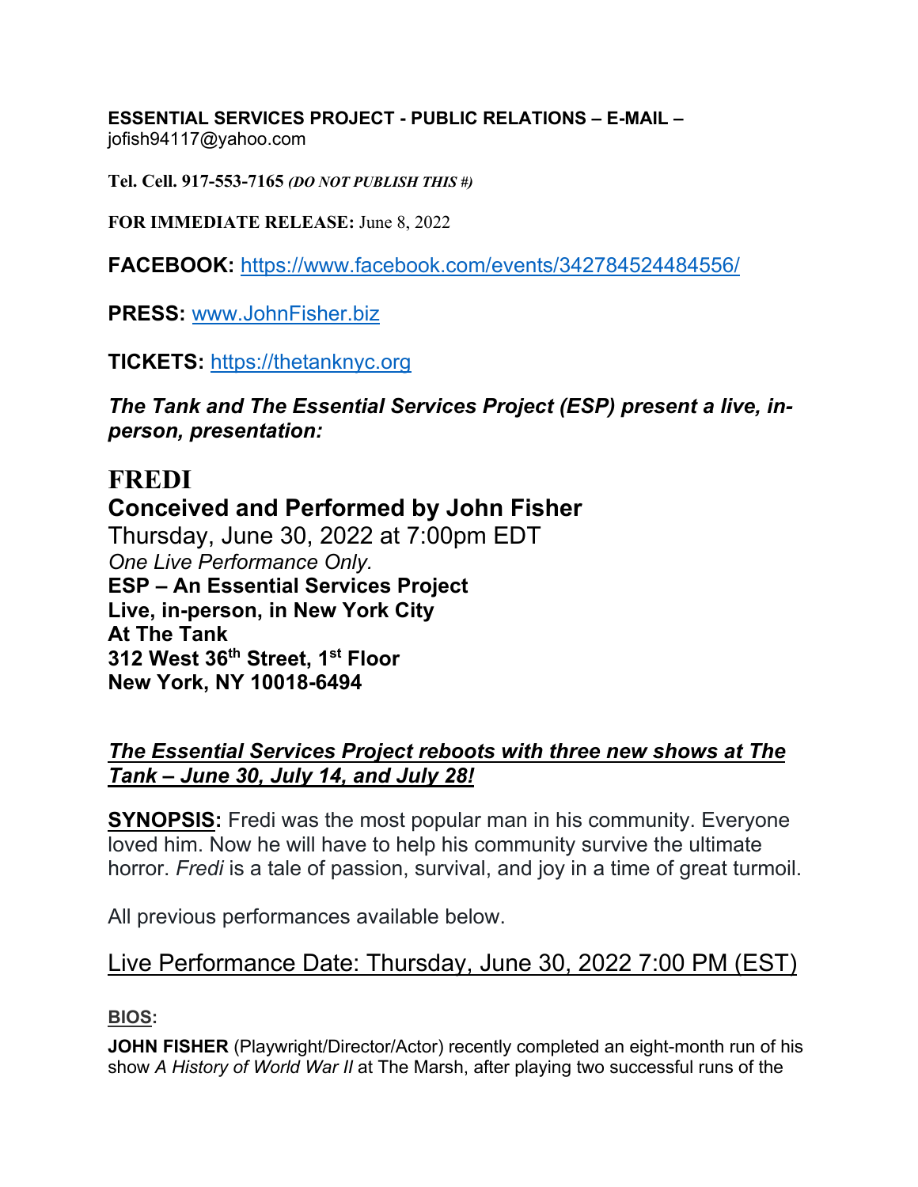**ESSENTIAL SERVICES PROJECT - PUBLIC RELATIONS – E-MAIL –**
jofish94117@yahoo.com

**Tel. Cell. 917-553-7165** ***(DO NOT PUBLISH THIS #)***

**FOR IMMEDIATE RELEASE:** June 8, 2022

**FACEBOOK:** https://www.facebook.com/events/342784524484556/

**PRESS:** www.JohnFisher.biz

**TICKETS:** https://thetanknyc.org

***The Tank and The Essential Services Project (ESP) present a live, in-person, presentation:***

# FREDI

**Conceived and Performed by John Fisher**
Thursday, June 30, 2022 at 7:00pm EDT
*One Live Performance Only.*
**ESP – An Essential Services Project**
**Live, in-person, in New York City**
**At The Tank**
**312 West 36th Street, 1st Floor**
**New York, NY 10018-6494**

***The Essential Services Project reboots with three new shows at The Tank – June 30, July 14, and July 28!***

**SYNOPSIS:** Fredi was the most popular man in his community. Everyone loved him. Now he will have to help his community survive the ultimate horror. *Fredi* is a tale of passion, survival, and joy in a time of great turmoil.

All previous performances available below.

## Live Performance Date: Thursday, June 30, 2022 7:00 PM (EST)

**BIOS:**

**JOHN FISHER** (Playwright/Director/Actor) recently completed an eight-month run of his show *A History of World War II* at The Marsh, after playing two successful runs of the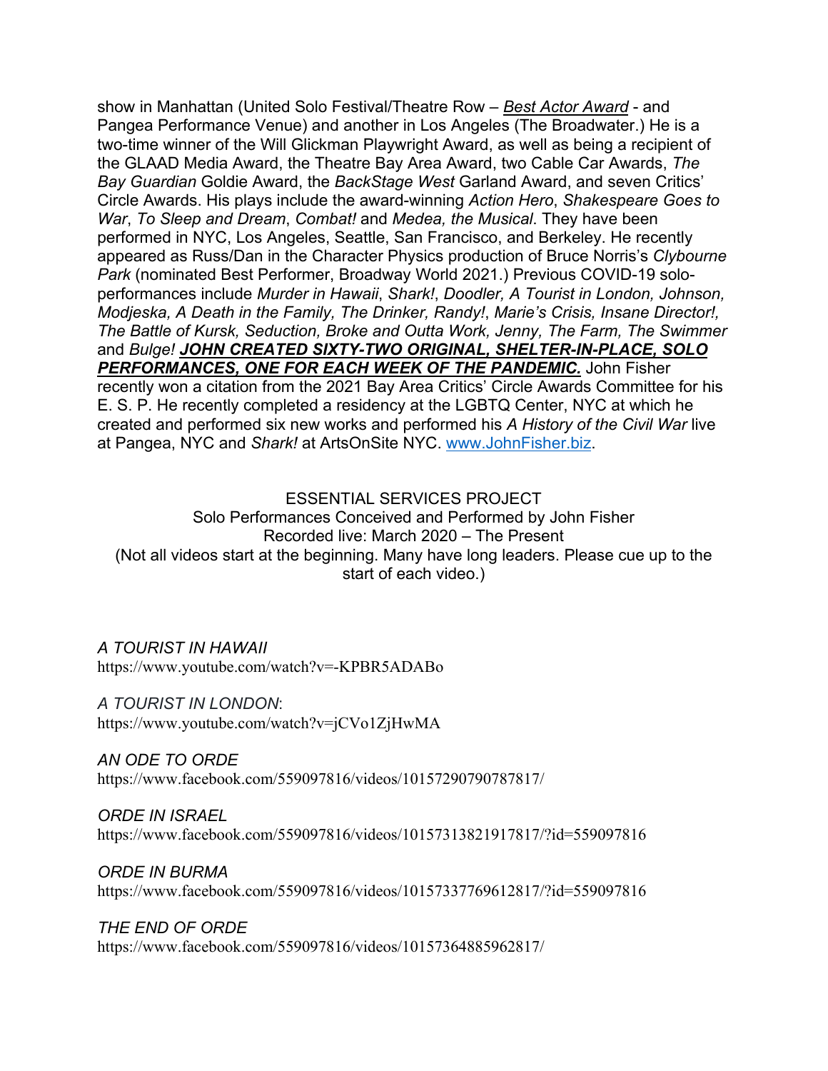show in Manhattan (United Solo Festival/Theatre Row – ***Best Actor Award*** - and Pangea Performance Venue) and another in Los Angeles (The Broadwater.) He is a two-time winner of the Will Glickman Playwright Award, as well as being a recipient of the GLAAD Media Award, the Theatre Bay Area Award, two Cable Car Awards, *The Bay Guardian* Goldie Award, the *BackStage West* Garland Award, and seven Critics' Circle Awards. His plays include the award-winning *Action Hero*, *Shakespeare Goes to War*, *To Sleep and Dream*, *Combat!* and *Medea, the Musical*. They have been performed in NYC, Los Angeles, Seattle, San Francisco, and Berkeley. He recently appeared as Russ/Dan in the Character Physics production of Bruce Norris's *Clybourne Park* (nominated Best Performer, Broadway World 2021.) Previous COVID-19 solo-performances include *Murder in Hawaii*, *Shark!*, *Doodler, A Tourist in London, Johnson, Modjeska, A Death in the Family, The Drinker, Randy!*, *Marie's Crisis, Insane Director!, The Battle of Kursk, Seduction, Broke and Outta Work, Jenny, The Farm, The Swimmer* and *Bulge!* ***JOHN CREATED SIXTY-TWO ORIGINAL, SHELTER-IN-PLACE, SOLO PERFORMANCES, ONE FOR EACH WEEK OF THE PANDEMIC.*** John Fisher recently won a citation from the 2021 Bay Area Critics' Circle Awards Committee for his E. S. P. He recently completed a residency at the LGBTQ Center, NYC at which he created and performed six new works and performed his *A History of the Civil War* live at Pangea, NYC and *Shark!* at ArtsOnSite NYC. [www.JohnFisher.biz](http://www.JohnFisher.biz).

ESSENTIAL SERVICES PROJECT
Solo Performances Conceived and Performed by John Fisher
Recorded live: March 2020 – The Present
(Not all videos start at the beginning. Many have long leaders. Please cue up to the start of each video.)

*A TOURIST IN HAWAII*
https://www.youtube.com/watch?v=-KPBR5ADABo

*A TOURIST IN LONDON*:
https://www.youtube.com/watch?v=jCVo1ZjHwMA

*AN ODE TO ORDE*
https://www.facebook.com/559097816/videos/10157290790787817/

*ORDE IN ISRAEL*
https://www.facebook.com/559097816/videos/10157313821917817/?id=559097816

*ORDE IN BURMA*
https://www.facebook.com/559097816/videos/10157337769612817/?id=559097816

*THE END OF ORDE*
https://www.facebook.com/559097816/videos/10157364885962817/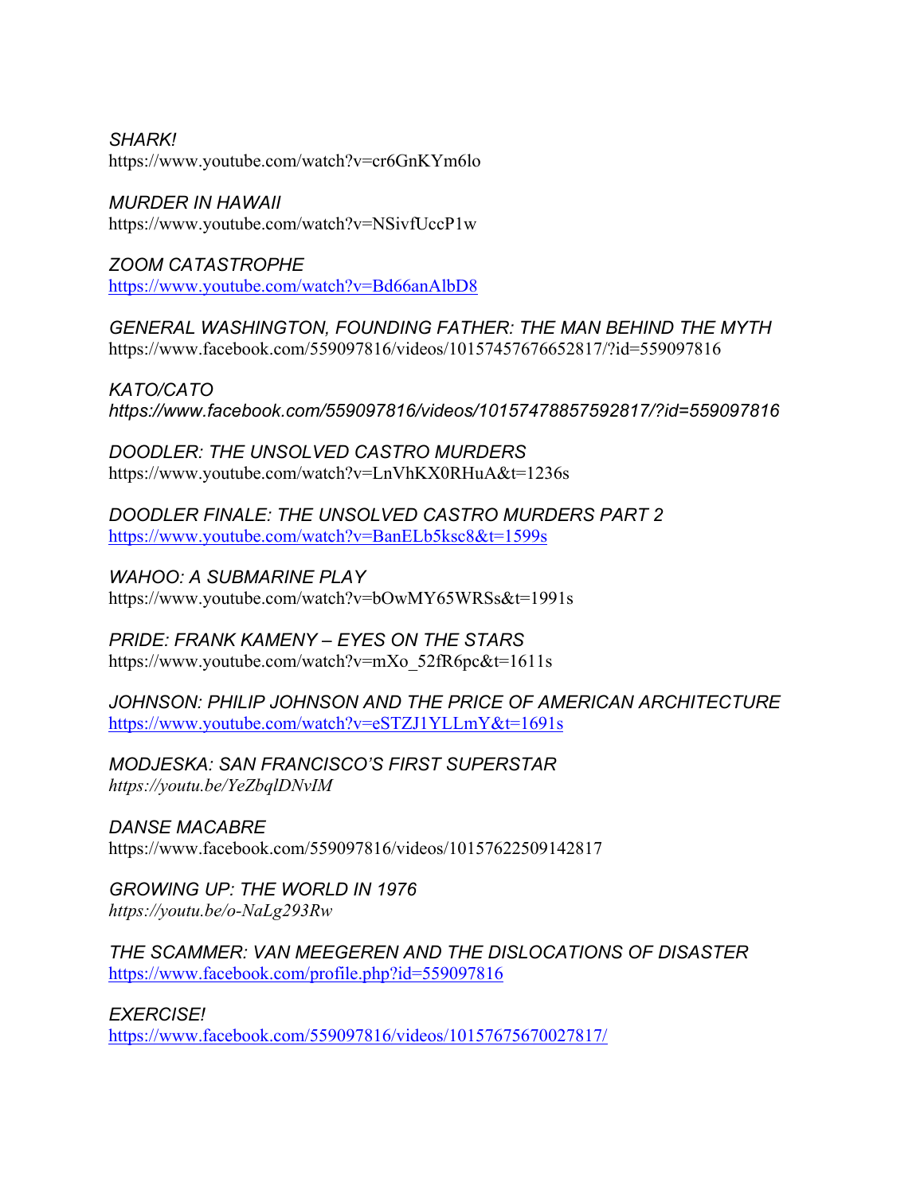*SHARK!*
https://www.youtube.com/watch?v=cr6GnKYm6lo

*MURDER IN HAWAII*
https://www.youtube.com/watch?v=NSivfUccP1w

*ZOOM CATASTROPHE*
https://www.youtube.com/watch?v=Bd66anAlbD8

*GENERAL WASHINGTON, FOUNDING FATHER: THE MAN BEHIND THE MYTH*
https://www.facebook.com/559097816/videos/10157457676652817/?id=559097816

*KATO/CATO*
*https://www.facebook.com/559097816/videos/10157478857592817/?id=559097816*

*DOODLER: THE UNSOLVED CASTRO MURDERS*
https://www.youtube.com/watch?v=LnVhKX0RHuA&t=1236s

*DOODLER FINALE: THE UNSOLVED CASTRO MURDERS PART 2*
https://www.youtube.com/watch?v=BanELb5ksc8&t=1599s

*WAHOO: A SUBMARINE PLAY*
https://www.youtube.com/watch?v=bOwMY65WRSs&t=1991s

*PRIDE: FRANK KAMENY – EYES ON THE STARS*
https://www.youtube.com/watch?v=mXo_52fR6pc&t=1611s

*JOHNSON: PHILIP JOHNSON AND THE PRICE OF AMERICAN ARCHITECTURE*
https://www.youtube.com/watch?v=eSTZJ1YLLmY&t=1691s

*MODJESKA: SAN FRANCISCO'S FIRST SUPERSTAR*
*https://youtu.be/YeZbqlDNvIM*

*DANSE MACABRE*
https://www.facebook.com/559097816/videos/10157622509142817

*GROWING UP: THE WORLD IN 1976*
*https://youtu.be/o-NaLg293Rw*

*THE SCAMMER: VAN MEEGEREN AND THE DISLOCATIONS OF DISASTER*
https://www.facebook.com/profile.php?id=559097816

*EXERCISE!*
https://www.facebook.com/559097816/videos/10157675670027817/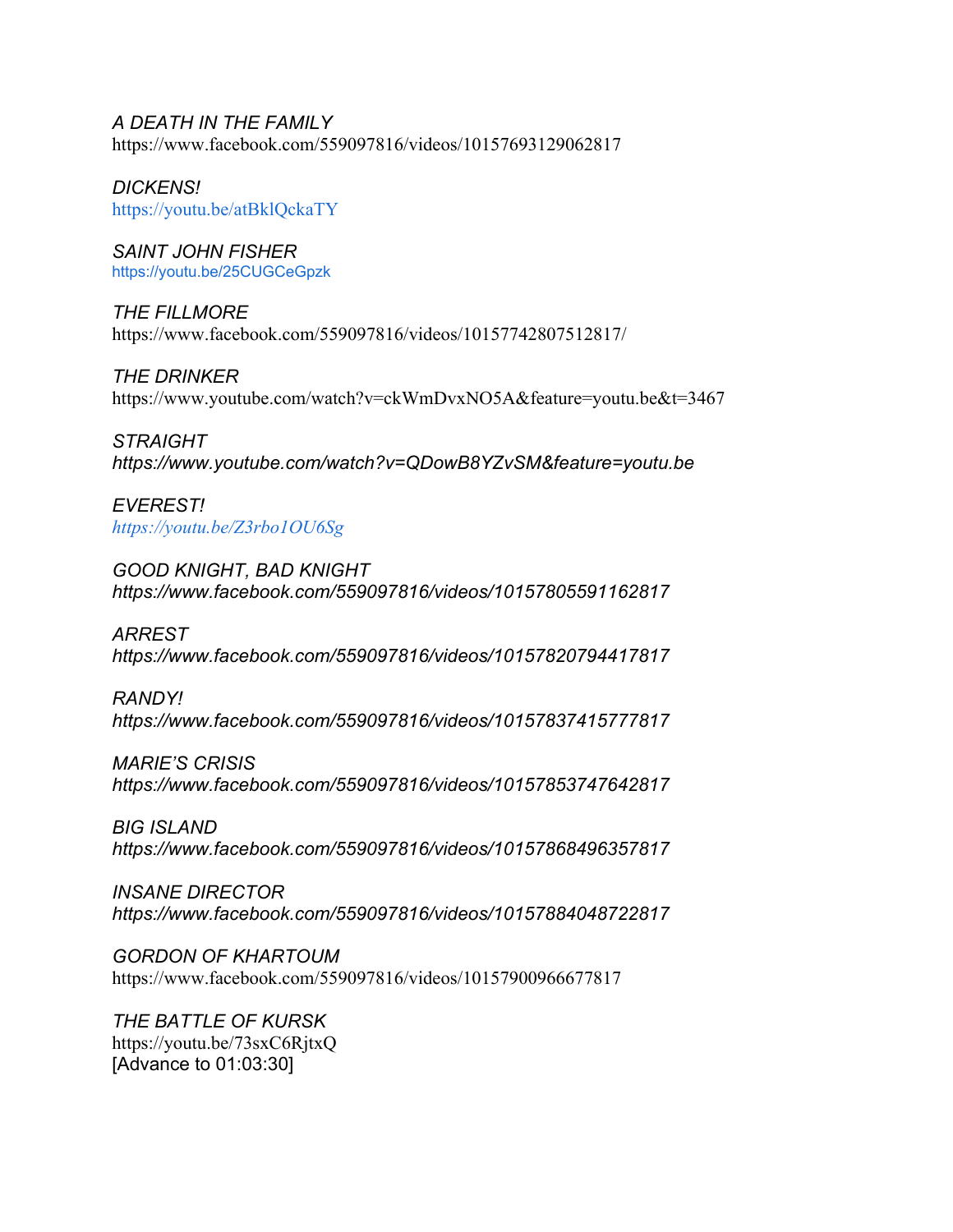*A DEATH IN THE FAMILY*
https://www.facebook.com/559097816/videos/10157693129062817

*DICKENS!*
https://youtu.be/atBklQckaTY

*SAINT JOHN FISHER*
https://youtu.be/25CUGCeGpzk

*THE FILLMORE*
https://www.facebook.com/559097816/videos/10157742807512817/

*THE DRINKER*
https://www.youtube.com/watch?v=ckWmDvxNO5A&feature=youtu.be&t=3467

*STRAIGHT*
*https://www.youtube.com/watch?v=QDowB8YZvSM&feature=youtu.be*

*EVEREST!*
*https://youtu.be/Z3rbo1OU6Sg*

*GOOD KNIGHT, BAD KNIGHT*
*https://www.facebook.com/559097816/videos/10157805591162817*

*ARREST*
*https://www.facebook.com/559097816/videos/10157820794417817*

*RANDY!*
*https://www.facebook.com/559097816/videos/10157837415777817*

*MARIE'S CRISIS*
*https://www.facebook.com/559097816/videos/10157853747642817*

*BIG ISLAND*
*https://www.facebook.com/559097816/videos/10157868496357817*

*INSANE DIRECTOR*
*https://www.facebook.com/559097816/videos/10157884048722817*

*GORDON OF KHARTOUM*
https://www.facebook.com/559097816/videos/10157900966677817

*THE BATTLE OF KURSK*
https://youtu.be/73sxC6RjtxQ
[Advance to 01:03:30]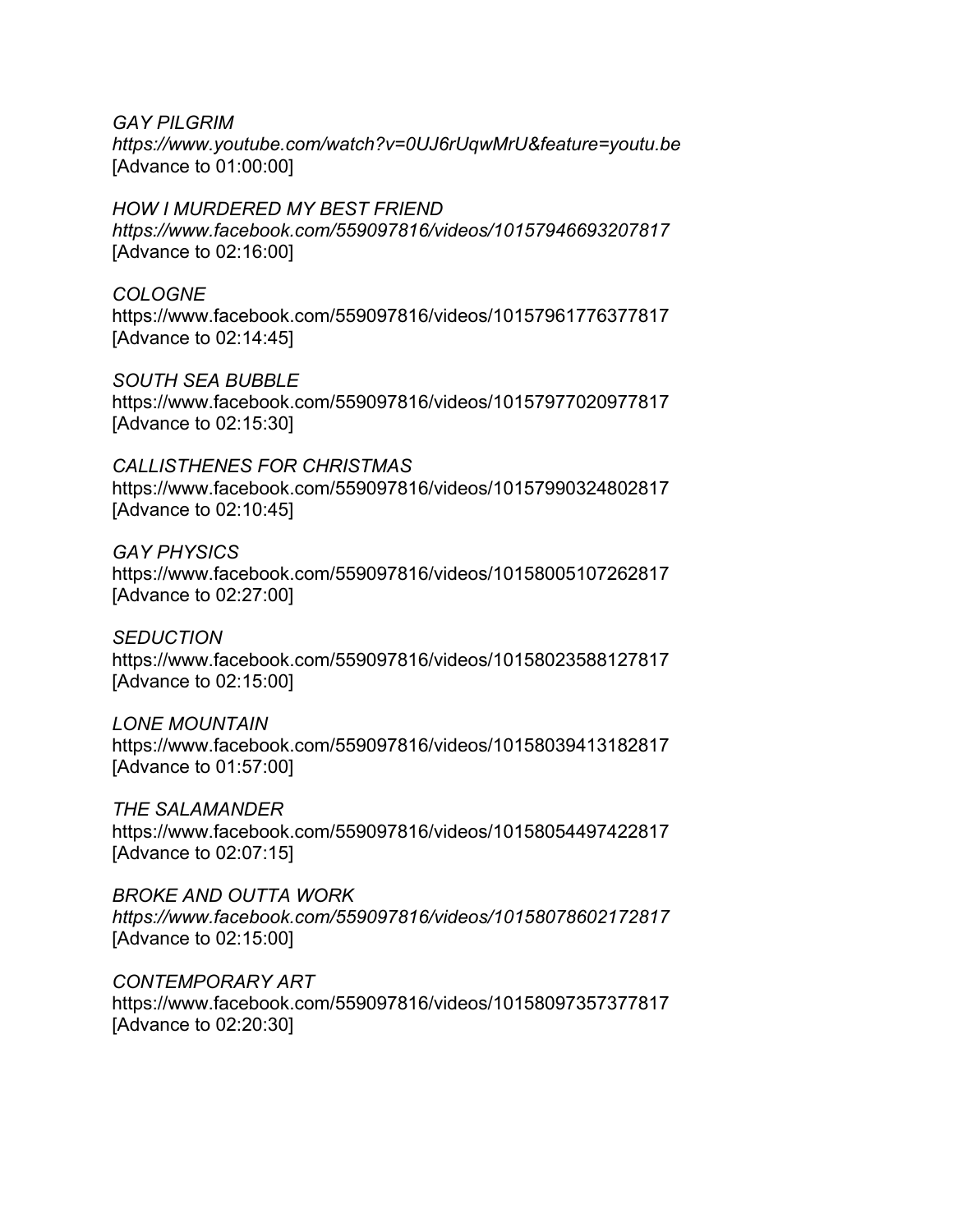*GAY PILGRIM*
*https://www.youtube.com/watch?v=0UJ6rUqwMrU&feature=youtu.be*
[Advance to 01:00:00]

*HOW I MURDERED MY BEST FRIEND*
*https://www.facebook.com/559097816/videos/10157946693207817*
[Advance to 02:16:00]

*COLOGNE*
https://www.facebook.com/559097816/videos/10157961776377817
[Advance to 02:14:45]

*SOUTH SEA BUBBLE*
https://www.facebook.com/559097816/videos/10157977020977817
[Advance to 02:15:30]

*CALLISTHENES FOR CHRISTMAS*
https://www.facebook.com/559097816/videos/10157990324802817
[Advance to 02:10:45]

*GAY PHYSICS*
https://www.facebook.com/559097816/videos/10158005107262817
[Advance to 02:27:00]

*SEDUCTION*
https://www.facebook.com/559097816/videos/10158023588127817
[Advance to 02:15:00]

*LONE MOUNTAIN*
https://www.facebook.com/559097816/videos/10158039413182817
[Advance to 01:57:00]

*THE SALAMANDER*
https://www.facebook.com/559097816/videos/10158054497422817
[Advance to 02:07:15]

*BROKE AND OUTTA WORK*
*https://www.facebook.com/559097816/videos/10158078602172817*
[Advance to 02:15:00]

*CONTEMPORARY ART*
https://www.facebook.com/559097816/videos/10158097357377817
[Advance to 02:20:30]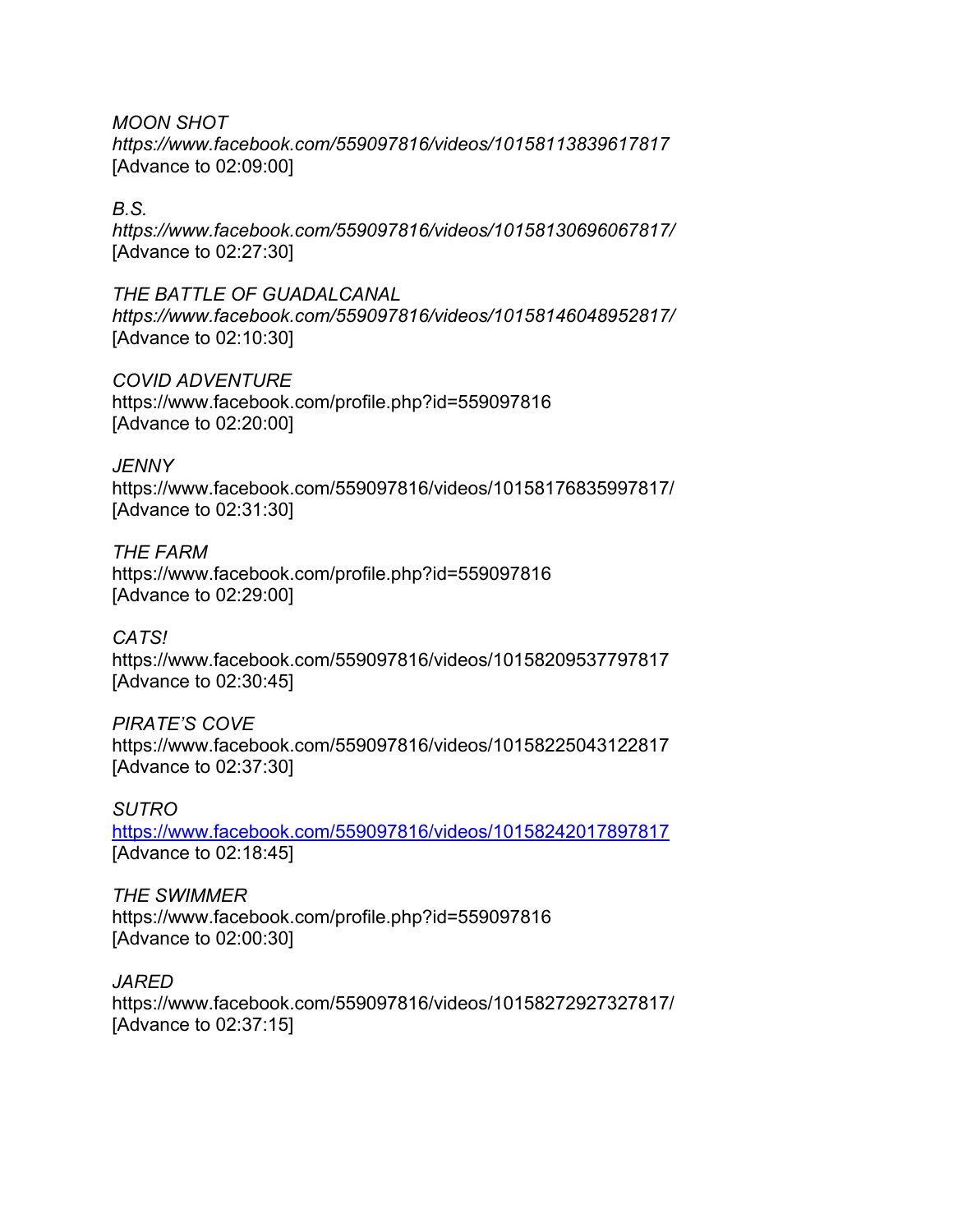*MOON SHOT*
*https://www.facebook.com/559097816/videos/10158113839617817*
[Advance to 02:09:00]

*B.S.*
*https://www.facebook.com/559097816/videos/10158130696067817/*
[Advance to 02:27:30]

*THE BATTLE OF GUADALCANAL*
*https://www.facebook.com/559097816/videos/10158146048952817/*
[Advance to 02:10:30]

*COVID ADVENTURE*
https://www.facebook.com/profile.php?id=559097816
[Advance to 02:20:00]

*JENNY*
https://www.facebook.com/559097816/videos/10158176835997817/
[Advance to 02:31:30]

*THE FARM*
https://www.facebook.com/profile.php?id=559097816
[Advance to 02:29:00]

*CATS!*
https://www.facebook.com/559097816/videos/10158209537797817
[Advance to 02:30:45]

*PIRATE'S COVE*
https://www.facebook.com/559097816/videos/10158225043122817
[Advance to 02:37:30]

*SUTRO*
https://www.facebook.com/559097816/videos/10158242017897817
[Advance to 02:18:45]

*THE SWIMMER*
https://www.facebook.com/profile.php?id=559097816
[Advance to 02:00:30]

*JARED*
https://www.facebook.com/559097816/videos/10158272927327817/
[Advance to 02:37:15]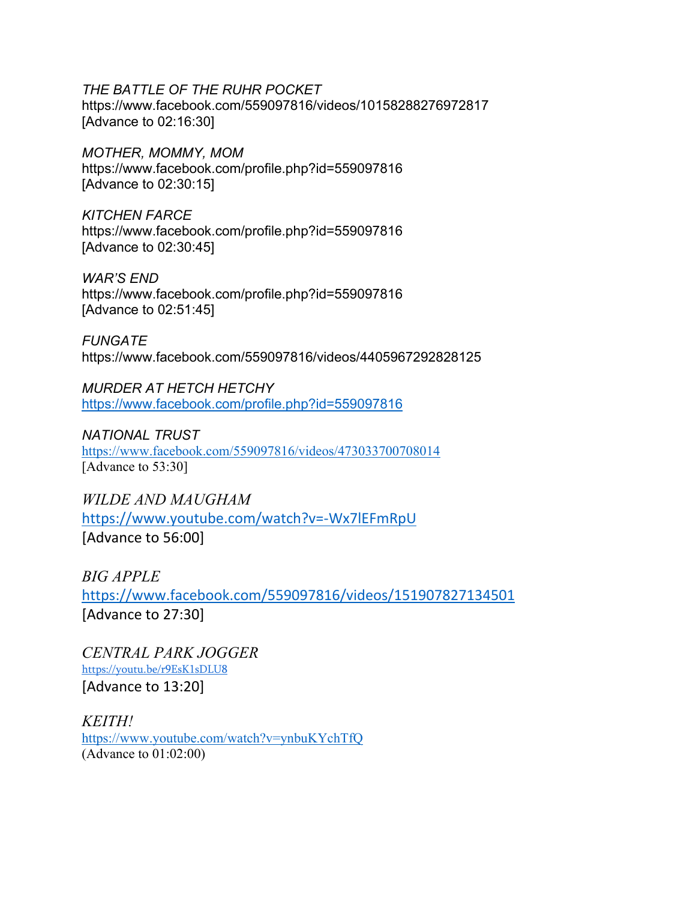*THE BATTLE OF THE RUHR POCKET*
https://www.facebook.com/559097816/videos/10158288276972817
[Advance to 02:16:30]

*MOTHER, MOMMY, MOM*
https://www.facebook.com/profile.php?id=559097816
[Advance to 02:30:15]

*KITCHEN FARCE*
https://www.facebook.com/profile.php?id=559097816
[Advance to 02:30:45]

*WAR'S END*
https://www.facebook.com/profile.php?id=559097816
[Advance to 02:51:45]

*FUNGATE*
https://www.facebook.com/559097816/videos/4405967292828125

*MURDER AT HETCH HETCHY*
https://www.facebook.com/profile.php?id=559097816

*NATIONAL TRUST*
https://www.facebook.com/559097816/videos/473033700708014
[Advance to 53:30]

*WILDE AND MAUGHAM*
https://www.youtube.com/watch?v=-Wx7lEFmRpU
[Advance to 56:00]

*BIG APPLE*
https://www.facebook.com/559097816/videos/151907827134501
[Advance to 27:30]

*CENTRAL PARK JOGGER*
https://youtu.be/r9EsK1sDLU8
[Advance to 13:20]

*KEITH!*
https://www.youtube.com/watch?v=ynbuKYchTfQ
(Advance to 01:02:00)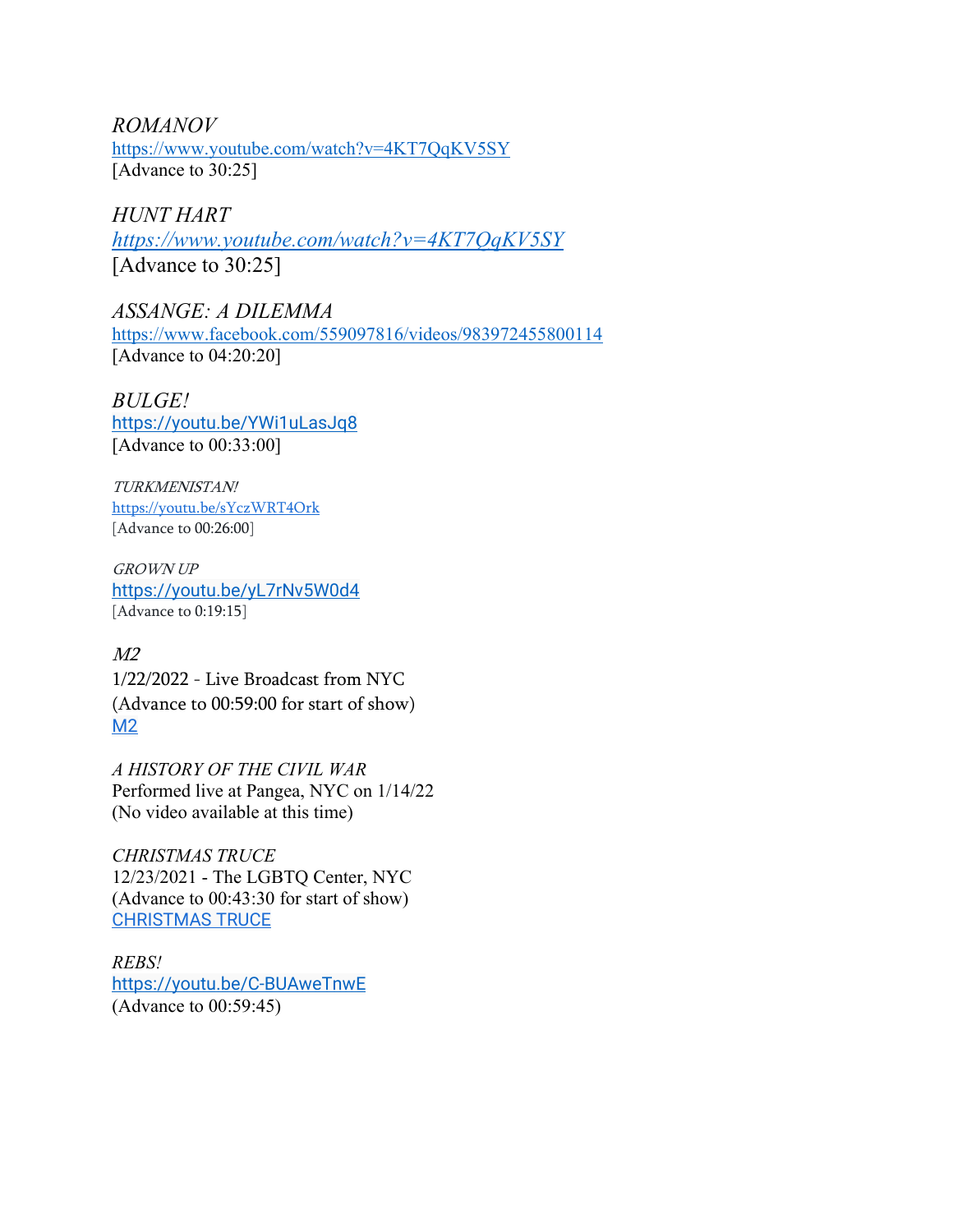*ROMANOV*
https://www.youtube.com/watch?v=4KT7QqKV5SY
[Advance to 30:25]

*HUNT HART*
*https://www.youtube.com/watch?v=4KT7QqKV5SY*
[Advance to 30:25]

*ASSANGE: A DILEMMA*
https://www.facebook.com/559097816/videos/983972455800114
[Advance to 04:20:20]

*BULGE!*
https://youtu.be/YWi1uLasJq8
[Advance to 00:33:00]

*TURKMENISTAN!*
https://youtu.be/sYczWRT4Ork
[Advance to 00:26:00]

*GROWN UP*
https://youtu.be/yL7rNv5W0d4
[Advance to 0:19:15]

*M2*
1/22/2022 - Live Broadcast from NYC
(Advance to 00:59:00 for start of show)
M2

*A HISTORY OF THE CIVIL WAR*
Performed live at Pangea, NYC on 1/14/22
(No video available at this time)

*CHRISTMAS TRUCE*
12/23/2021 - The LGBTQ Center, NYC
(Advance to 00:43:30 for start of show)
CHRISTMAS TRUCE

*REBS!*
https://youtu.be/C-BUAweTnwE
(Advance to 00:59:45)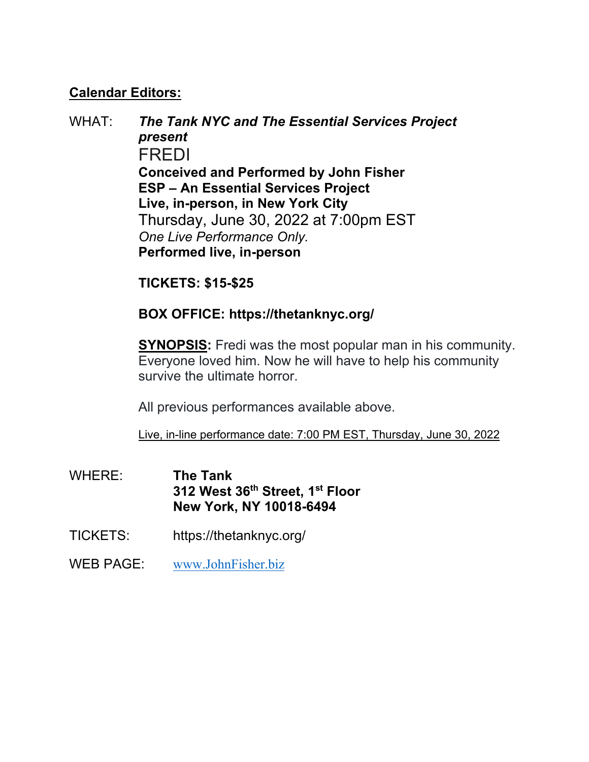**Calendar Editors:**

WHAT: ***The Tank NYC and The Essential Services Project present***

FREDI

**Conceived and Performed by John Fisher**

**ESP – An Essential Services Project**

**Live, in-person, in New York City**

Thursday, June 30, 2022 at 7:00pm EST

*One Live Performance Only.*

**Performed live, in-person**

**TICKETS: $15-$25**

**BOX OFFICE: https://thetanknyc.org/**

**SYNOPSIS:** Fredi was the most popular man in his community. Everyone loved him. Now he will have to help his community survive the ultimate horror.

All previous performances available above.

Live, in-line performance date: 7:00 PM EST, Thursday, June 30, 2022

WHERE: **The Tank**
**312 West 36th Street, 1st Floor**
**New York, NY 10018-6494**

TICKETS: https://thetanknyc.org/

WEB PAGE: www.JohnFisher.biz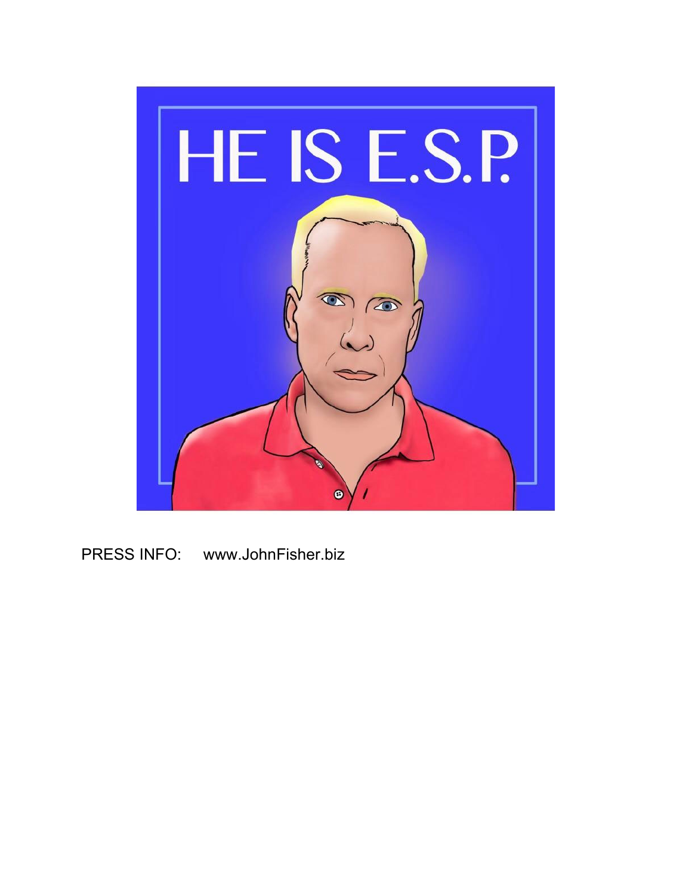HE IS E.S.P.

PRESS INFO: www.JohnFisher.biz